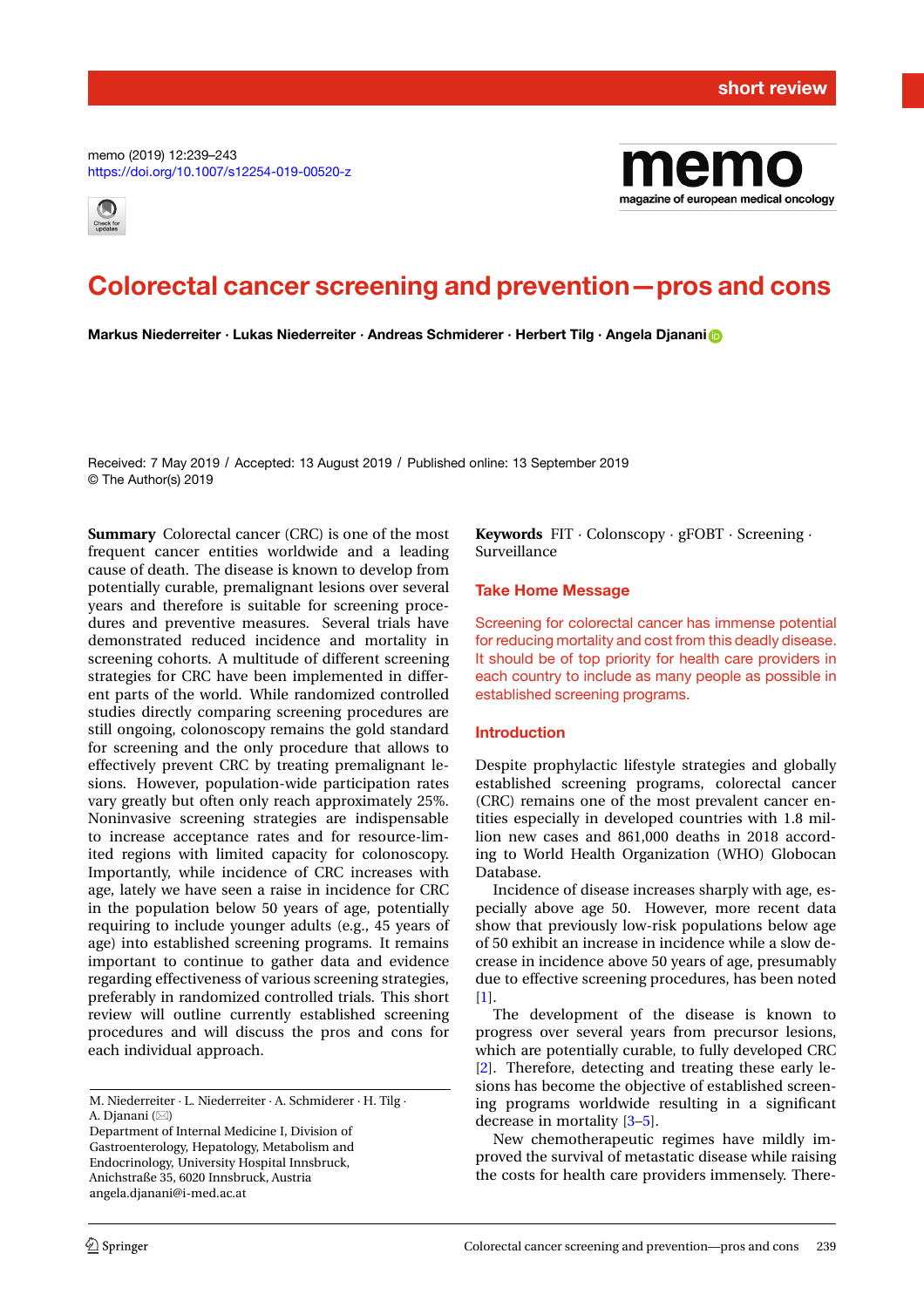short review

https://doi.org/10.1007/s12254-019-00520-z

# Colorectal cancer screening and prevention—pros and cons

**Markus Niederreiter · Lukas Niederreiter · Andreas Schmiderer · Herbert Tilg · Angela Djanani**

Received: 7 May 2019 / Accepted: 13 August 2019 / Published online: 13 September 2019
© The Author(s) 2019

**Summary** Colorectal cancer (CRC) is one of the most frequent cancer entities worldwide and a leading cause of death. The disease is known to develop from potentially curable, premalignant lesions over several years and therefore is suitable for screening procedures and preventive measures. Several trials have demonstrated reduced incidence and mortality in screening cohorts. A multitude of different screening strategies for CRC have been implemented in different parts of the world. While randomized controlled studies directly comparing screening procedures are still ongoing, colonoscopy remains the gold standard for screening and the only procedure that allows to effectively prevent CRC by treating premalignant lesions. However, population-wide participation rates vary greatly but often only reach approximately 25%. Noninvasive screening strategies are indispensable to increase acceptance rates and for resource-limited regions with limited capacity for colonoscopy. Importantly, while incidence of CRC increases with age, lately we have seen a raise in incidence for CRC in the population below 50 years of age, potentially requiring to include younger adults (e.g., 45 years of age) into established screening programs. It remains important to continue to gather data and evidence regarding effectiveness of various screening strategies, preferably in randomized controlled trials. This short review will outline currently established screening procedures and will discuss the pros and cons for each individual approach.

M. Niederreiter · L. Niederreiter · A. Schmiderer · H. Tilg · A. Djanani (✉)
Department of Internal Medicine I, Division of Gastroenterology, Hepatology, Metabolism and Endocrinology, University Hospital Innsbruck, Anichstraße 35, 6020 Innsbruck, Austria
angela.djanani@i-med.ac.at

**Keywords** FIT · Colonscopy · gFOBT · Screening · Surveillance

## Take Home Message

Screening for colorectal cancer has immense potential for reducing mortality and cost from this deadly disease. It should be of top priority for health care providers in each country to include as many people as possible in established screening programs.

## Introduction

Despite prophylactic lifestyle strategies and globally established screening programs, colorectal cancer (CRC) remains one of the most prevalent cancer entities especially in developed countries with 1.8 million new cases and 861,000 deaths in 2018 according to World Health Organization (WHO) Globocan Database.

Incidence of disease increases sharply with age, especially above age 50. However, more recent data show that previously low-risk populations below age of 50 exhibit an increase in incidence while a slow decrease in incidence above 50 years of age, presumably due to effective screening procedures, has been noted [1].

The development of the disease is known to progress over several years from precursor lesions, which are potentially curable, to fully developed CRC [2]. Therefore, detecting and treating these early lesions has become the objective of established screening programs worldwide resulting in a significant decrease in mortality [3–5].

New chemotherapeutic regimes have mildly improved the survival of metastatic disease while raising the costs for health care providers immensely. There-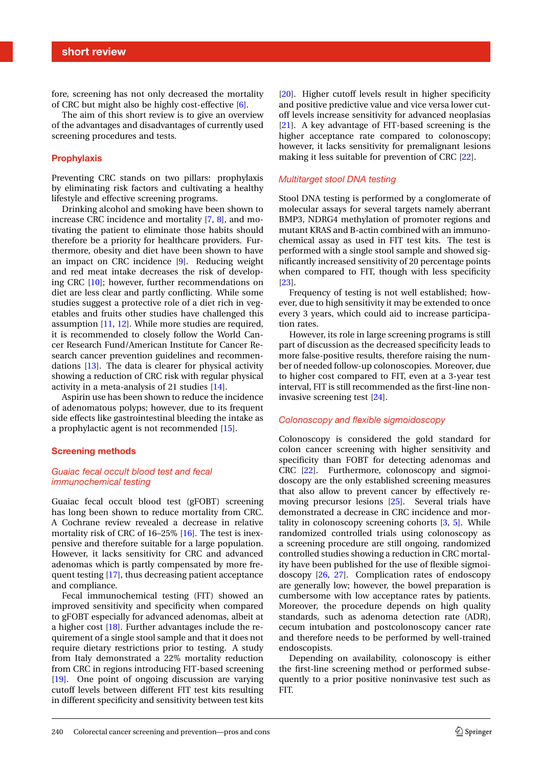fore, screening has not only decreased the mortality of CRC but might also be highly cost-effective [6].

The aim of this short review is to give an overview of the advantages and disadvantages of currently used screening procedures and tests.

## Prophylaxis

Preventing CRC stands on two pillars: prophylaxis by eliminating risk factors and cultivating a healthy lifestyle and effective screening programs.

Drinking alcohol and smoking have been shown to increase CRC incidence and mortality [7, 8], and motivating the patient to eliminate those habits should therefore be a priority for healthcare providers. Furthermore, obesity and diet have been shown to have an impact on CRC incidence [9]. Reducing weight and red meat intake decreases the risk of developing CRC [10]; however, further recommendations on diet are less clear and partly conflicting. While some studies suggest a protective role of a diet rich in vegetables and fruits other studies have challenged this assumption [11, 12]. While more studies are required, it is recommended to closely follow the World Cancer Research Fund/American Institute for Cancer Research cancer prevention guidelines and recommendations [13]. The data is clearer for physical activity showing a reduction of CRC risk with regular physical activity in a meta-analysis of 21 studies [14].

Aspirin use has been shown to reduce the incidence of adenomatous polyps; however, due to its frequent side effects like gastrointestinal bleeding the intake as a prophylactic agent is not recommended [15].

## Screening methods

### *Guaiac fecal occult blood test and fecal immunochemical testing*

Guaiac fecal occult blood test (gFOBT) screening has long been shown to reduce mortality from CRC. A Cochrane review revealed a decrease in relative mortality risk of CRC of 16–25% [16]. The test is inexpensive and therefore suitable for a large population. However, it lacks sensitivity for CRC and advanced adenomas which is partly compensated by more frequent testing [17], thus decreasing patient acceptance and compliance.

Fecal immunochemical testing (FIT) showed an improved sensitivity and specificity when compared to gFOBT especially for advanced adenomas, albeit at a higher cost [18]. Further advantages include the requirement of a single stool sample and that it does not require dietary restrictions prior to testing. A study from Italy demonstrated a 22% mortality reduction from CRC in regions introducing FIT-based screening [19]. One point of ongoing discussion are varying cutoff levels between different FIT test kits resulting in different specificity and sensitivity between test kits [20]. Higher cutoff levels result in higher specificity and positive predictive value and vice versa lower cutoff levels increase sensitivity for advanced neoplasias [21]. A key advantage of FIT-based screening is the higher acceptance rate compared to colonoscopy; however, it lacks sensitivity for premalignant lesions making it less suitable for prevention of CRC [22].

### *Multitarget stool DNA testing*

Stool DNA testing is performed by a conglomerate of molecular assays for several targets namely aberrant BMP3, NDRG4 methylation of promoter regions and mutant KRAS and B-actin combined with an immunochemical assay as used in FIT test kits. The test is performed with a single stool sample and showed significantly increased sensitivity of 20 percentage points when compared to FIT, though with less specificity [23].

Frequency of testing is not well established; however, due to high sensitivity it may be extended to once every 3 years, which could aid to increase participation rates.

However, its role in large screening programs is still part of discussion as the decreased specificity leads to more false-positive results, therefore raising the number of needed follow-up colonoscopies. Moreover, due to higher cost compared to FIT, even at a 3-year test interval, FIT is still recommended as the first-line noninvasive screening test [24].

### *Colonoscopy and flexible sigmoidoscopy*

Colonoscopy is considered the gold standard for colon cancer screening with higher sensitivity and specificity than FOBT for detecting adenomas and CRC [22]. Furthermore, colonoscopy and sigmoidoscopy are the only established screening measures that also allow to prevent cancer by effectively removing precursor lesions [25]. Several trials have demonstrated a decrease in CRC incidence and mortality in colonoscopy screening cohorts [3, 5]. While randomized controlled trials using colonoscopy as a screening procedure are still ongoing, randomized controlled studies showing a reduction in CRC mortality have been published for the use of flexible sigmoidoscopy [26, 27]. Complication rates of endoscopy are generally low; however, the bowel preparation is cumbersome with low acceptance rates by patients. Moreover, the procedure depends on high quality standards, such as adenoma detection rate (ADR), cecum intubation and postcolonoscopy cancer rate and therefore needs to be performed by well-trained endoscopists.

Depending on availability, colonoscopy is either the first-line screening method or performed subsequently to a prior positive noninvasive test such as FIT.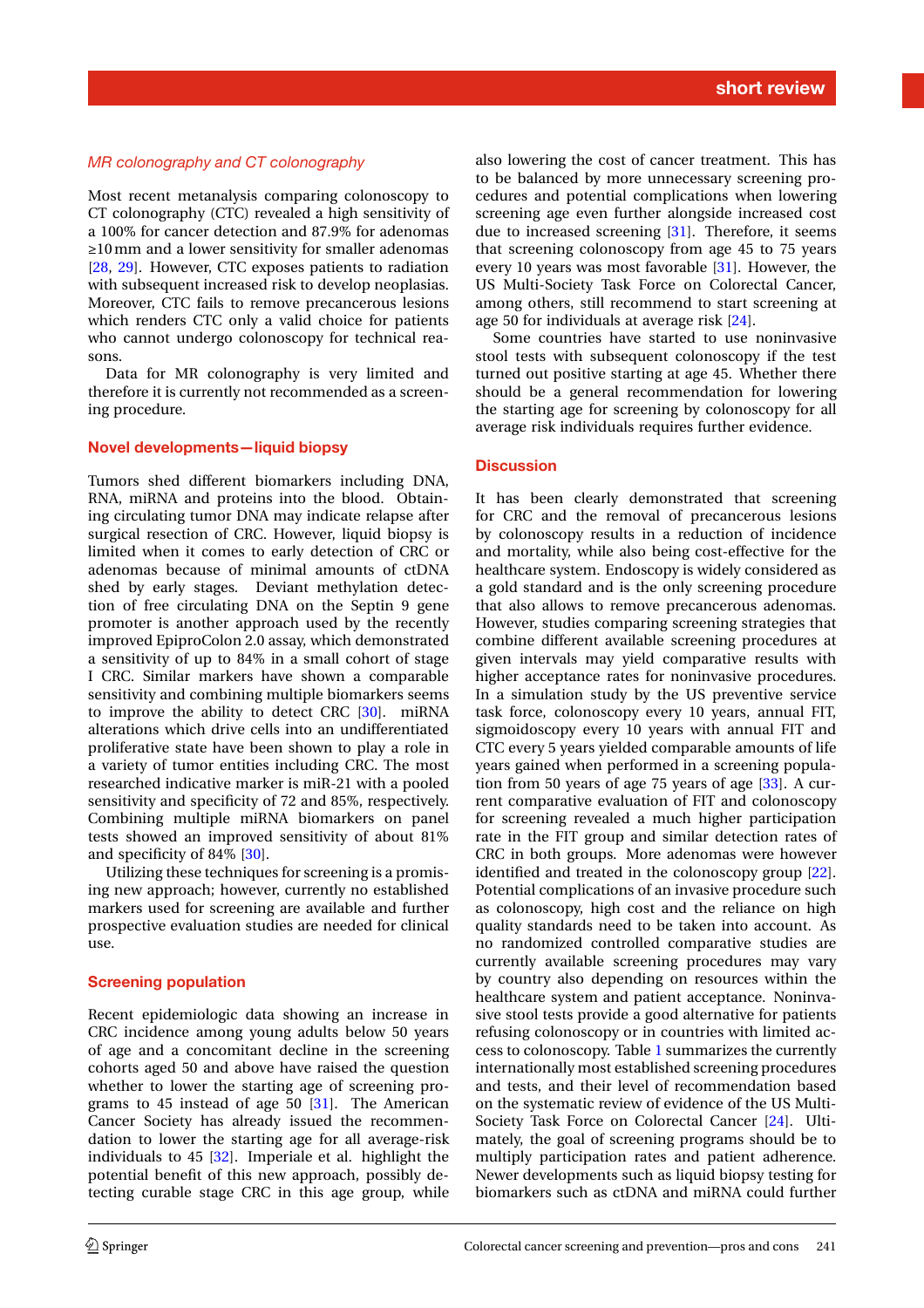### *MR colonography and CT colonography*

Most recent metanalysis comparing colonoscopy to CT colonography (CTC) revealed a high sensitivity of a 100% for cancer detection and 87.9% for adenomas ≥10 mm and a lower sensitivity for smaller adenomas [28, 29]. However, CTC exposes patients to radiation with subsequent increased risk to develop neoplasias. Moreover, CTC fails to remove precancerous lesions which renders CTC only a valid choice for patients who cannot undergo colonoscopy for technical reasons.

Data for MR colonography is very limited and therefore it is currently not recommended as a screening procedure.

### Novel developments—liquid biopsy

Tumors shed different biomarkers including DNA, RNA, miRNA and proteins into the blood. Obtaining circulating tumor DNA may indicate relapse after surgical resection of CRC. However, liquid biopsy is limited when it comes to early detection of CRC or adenomas because of minimal amounts of ctDNA shed by early stages. Deviant methylation detection of free circulating DNA on the Septin 9 gene promoter is another approach used by the recently improved EpiproColon 2.0 assay, which demonstrated a sensitivity of up to 84% in a small cohort of stage I CRC. Similar markers have shown a comparable sensitivity and combining multiple biomarkers seems to improve the ability to detect CRC [30]. miRNA alterations which drive cells into an undifferentiated proliferative state have been shown to play a role in a variety of tumor entities including CRC. The most researched indicative marker is miR-21 with a pooled sensitivity and specificity of 72 and 85%, respectively. Combining multiple miRNA biomarkers on panel tests showed an improved sensitivity of about 81% and specificity of 84% [30].

Utilizing these techniques for screening is a promising new approach; however, currently no established markers used for screening are available and further prospective evaluation studies are needed for clinical use.

### Screening population

Recent epidemiologic data showing an increase in CRC incidence among young adults below 50 years of age and a concomitant decline in the screening cohorts aged 50 and above have raised the question whether to lower the starting age of screening programs to 45 instead of age 50 [31]. The American Cancer Society has already issued the recommendation to lower the starting age for all average-risk individuals to 45 [32]. Imperiale et al. highlight the potential benefit of this new approach, possibly detecting curable stage CRC in this age group, while also lowering the cost of cancer treatment. This has to be balanced by more unnecessary screening procedures and potential complications when lowering screening age even further alongside increased cost due to increased screening [31]. Therefore, it seems that screening colonoscopy from age 45 to 75 years every 10 years was most favorable [31]. However, the US Multi-Society Task Force on Colorectal Cancer, among others, still recommend to start screening at age 50 for individuals at average risk [24].

Some countries have started to use noninvasive stool tests with subsequent colonoscopy if the test turned out positive starting at age 45. Whether there should be a general recommendation for lowering the starting age for screening by colonoscopy for all average risk individuals requires further evidence.

## Discussion

It has been clearly demonstrated that screening for CRC and the removal of precancerous lesions by colonoscopy results in a reduction of incidence and mortality, while also being cost-effective for the healthcare system. Endoscopy is widely considered as a gold standard and is the only screening procedure that also allows to remove precancerous adenomas. However, studies comparing screening strategies that combine different available screening procedures at given intervals may yield comparative results with higher acceptance rates for noninvasive procedures. In a simulation study by the US preventive service task force, colonoscopy every 10 years, annual FIT, sigmoidoscopy every 10 years with annual FIT and CTC every 5 years yielded comparable amounts of life years gained when performed in a screening population from 50 years of age 75 years of age [33]. A current comparative evaluation of FIT and colonoscopy for screening revealed a much higher participation rate in the FIT group and similar detection rates of CRC in both groups. More adenomas were however identified and treated in the colonoscopy group [22]. Potential complications of an invasive procedure such as colonoscopy, high cost and the reliance on high quality standards need to be taken into account. As no randomized controlled comparative studies are currently available screening procedures may vary by country also depending on resources within the healthcare system and patient acceptance. Noninvasive stool tests provide a good alternative for patients refusing colonoscopy or in countries with limited access to colonoscopy. Table 1 summarizes the currently internationally most established screening procedures and tests, and their level of recommendation based on the systematic review of evidence of the US Multi-Society Task Force on Colorectal Cancer [24]. Ultimately, the goal of screening programs should be to multiply participation rates and patient adherence. Newer developments such as liquid biopsy testing for biomarkers such as ctDNA and miRNA could further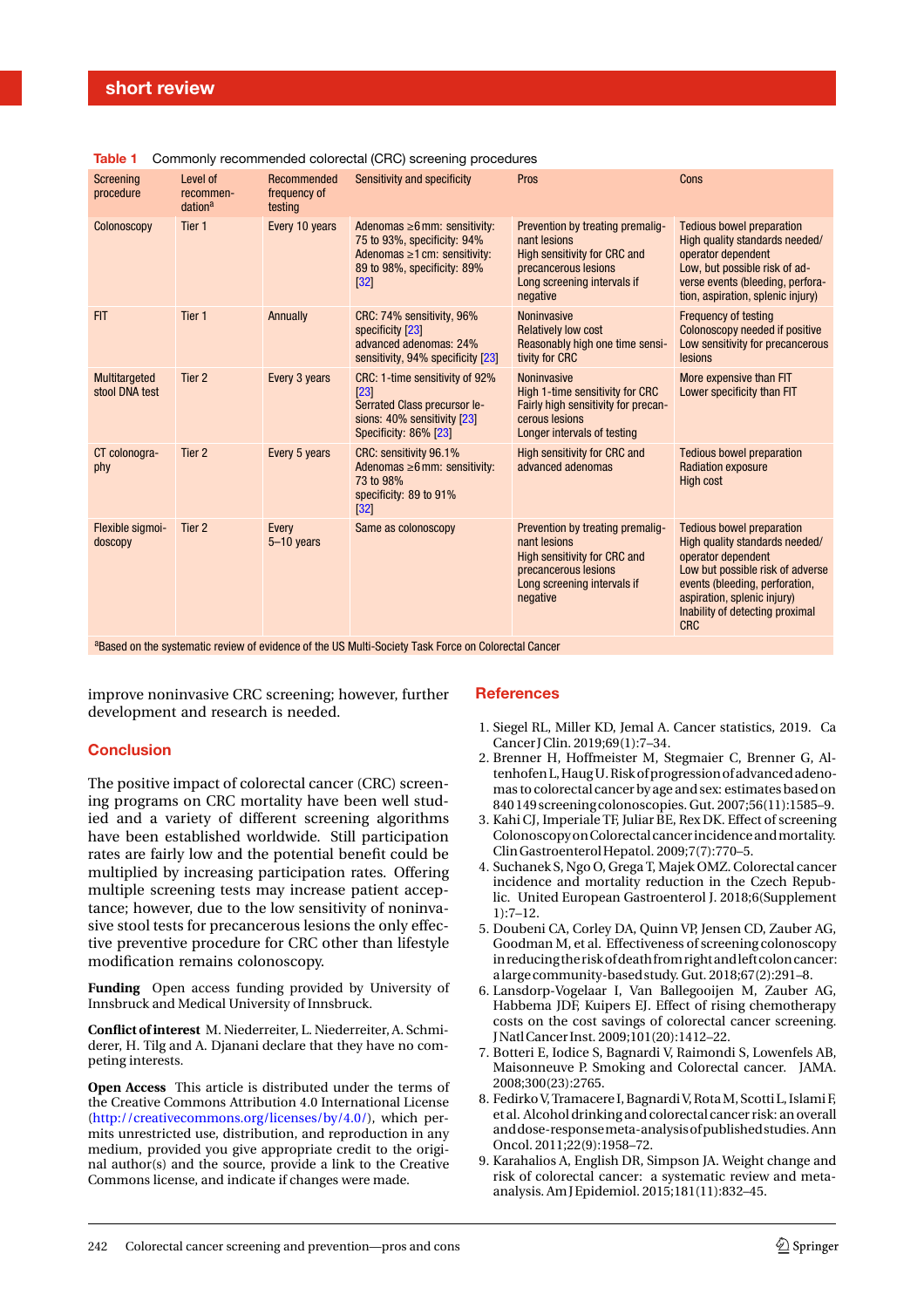**Table 1** Commonly recommended colorectal (CRC) screening procedures

| Screening procedure | Level of recommendation[a] | Recommended frequency of testing | Sensitivity and specificity | Pros | Cons |
|---|---|---|---|---|---|
| Colonoscopy | Tier 1 | Every 10 years | Adenomas ≥6 mm: sensitivity: 75 to 93%, specificity: 94%<br>Adenomas ≥1 cm: sensitivity: 89 to 98%, specificity: 89% [32] | Prevention by treating premalignant lesions<br>High sensitivity for CRC and precancerous lesions<br>Long screening intervals if negative | Tedious bowel preparation<br>High quality standards needed/operator dependent<br>Low, but possible risk of adverse events (bleeding, perforation, aspiration, splenic injury) |
| FIT | Tier 1 | Annually | CRC: 74% sensitivity, 96% specificity [23]<br>advanced adenomas: 24% sensitivity, 94% specificity [23] | Noninvasive<br>Relatively low cost<br>Reasonably high one time sensitivity for CRC | Frequency of testing<br>Colonoscopy needed if positive<br>Low sensitivity for precancerous lesions |
| Multitargeted stool DNA test | Tier 2 | Every 3 years | CRC: 1-time sensitivity of 92% [23]<br>Serrated Class precursor lesions: 40% sensitivity [23]<br>Specificity: 86% [23] | Noninvasive<br>High 1-time sensitivity for CRC<br>Fairly high sensitivity for precancerous lesions<br>Longer intervals of testing | More expensive than FIT<br>Lower specificity than FIT |
| CT colonography | Tier 2 | Every 5 years | CRC: sensitivity 96.1%<br>Adenomas ≥6 mm: sensitivity: 73 to 98%<br>specificity: 89 to 91% [32] | High sensitivity for CRC and advanced adenomas | Tedious bowel preparation<br>Radiation exposure<br>High cost |
| Flexible sigmoidoscopy | Tier 2 | Every 5–10 years | Same as colonoscopy | Prevention by treating premalignant lesions<br>High sensitivity for CRC and precancerous lesions<br>Long screening intervals if negative | Tedious bowel preparation<br>High quality standards needed/operator dependent<br>Low but possible risk of adverse events (bleeding, perforation, aspiration, splenic injury)<br>Inability of detecting proximal CRC |

[a]Based on the systematic review of evidence of the US Multi-Society Task Force on Colorectal Cancer

improve noninvasive CRC screening; however, further development and research is needed.

## Conclusion

The positive impact of colorectal cancer (CRC) screening programs on CRC mortality have been well studied and a variety of different screening algorithms have been established worldwide. Still participation rates are fairly low and the potential benefit could be multiplied by increasing participation rates. Offering multiple screening tests may increase patient acceptance; however, due to the low sensitivity of noninvasive stool tests for precancerous lesions the only effective preventive procedure for CRC other than lifestyle modification remains colonoscopy.

**Funding** Open access funding provided by University of Innsbruck and Medical University of Innsbruck.

**Conflict of interest** M. Niederreiter, L. Niederreiter, A. Schmiderer, H. Tilg and A. Djanani declare that they have no competing interests.

**Open Access** This article is distributed under the terms of the Creative Commons Attribution 4.0 International License (http://creativecommons.org/licenses/by/4.0/), which permits unrestricted use, distribution, and reproduction in any medium, provided you give appropriate credit to the original author(s) and the source, provide a link to the Creative Commons license, and indicate if changes were made.

## References

1. Siegel RL, Miller KD, Jemal A. Cancer statistics, 2019. Ca Cancer J Clin. 2019;69(1):7–34.
2. Brenner H, Hoffmeister M, Stegmaier C, Brenner G, Altenhofen L, Haug U. Risk of progression of advanced adenomas to colorectal cancer by age and sex: estimates based on 840 149 screening colonoscopies. Gut. 2007;56(11):1585–9.
3. Kahi CJ, Imperiale TF, Juliar BE, Rex DK. Effect of screening Colonoscopy on Colorectal cancer incidence and mortality. Clin Gastroenterol Hepatol. 2009;7(7):770–5.
4. Suchanek S, Ngo O, Grega T, Majek OMZ. Colorectal cancer incidence and mortality reduction in the Czech Republic. United European Gastroenterol J. 2018;6(Supplement 1):7–12.
5. Doubeni CA, Corley DA, Quinn VP, Jensen CD, Zauber AG, Goodman M, et al. Effectiveness of screening colonoscopy in reducing the risk of death from right and left colon cancer: a large community-based study. Gut. 2018;67(2):291–8.
6. Lansdorp-Vogelaar I, Van Ballegooijen M, Zauber AG, Habbema JDF, Kuipers EJ. Effect of rising chemotherapy costs on the cost savings of colorectal cancer screening. J Natl Cancer Inst. 2009;101(20):1412–22.
7. Botteri E, Iodice S, Bagnardi V, Raimondi S, Lowenfels AB, Maisonneuve P. Smoking and Colorectal cancer. JAMA. 2008;300(23):2765.
8. Fedirko V, Tramacere I, Bagnardi V, Rota M, Scotti L, Islami F, et al. Alcohol drinking and colorectal cancer risk: an overall and dose-response meta-analysis of published studies. Ann Oncol. 2011;22(9):1958–72.
9. Karahalios A, English DR, Simpson JA. Weight change and risk of colorectal cancer: a systematic review and meta-analysis. Am J Epidemiol. 2015;181(11):832–45.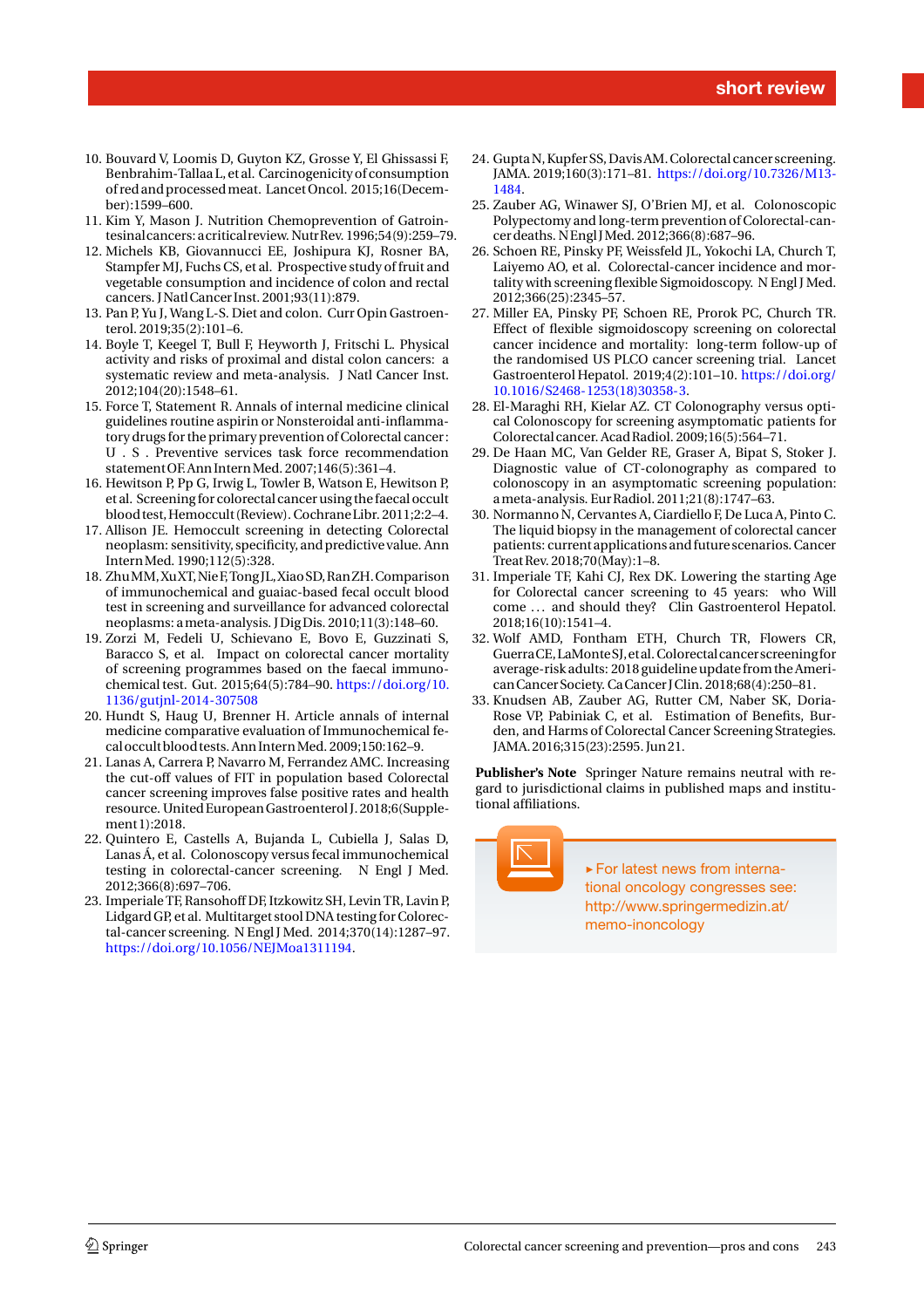10. Bouvard V, Loomis D, Guyton KZ, Grosse Y, El Ghissassi F, Benbrahim-Tallaa L, et al. Carcinogenicity of consumption of red and processed meat. Lancet Oncol. 2015;16(December):1599–600.
11. Kim Y, Mason J. Nutrition Chemoprevention of Gatrointesinal cancers: a critical review. Nutr Rev. 1996;54(9):259–79.
12. Michels KB, Giovannucci EE, Joshipura KJ, Rosner BA, Stampfer MJ, Fuchs CS, et al. Prospective study of fruit and vegetable consumption and incidence of colon and rectal cancers. J Natl Cancer Inst. 2001;93(11):879.
13. Pan P, Yu J, Wang L-S. Diet and colon. Curr Opin Gastroenterol. 2019;35(2):101–6.
14. Boyle T, Keegel T, Bull F, Heyworth J, Fritschi L. Physical activity and risks of proximal and distal colon cancers: a systematic review and meta-analysis. J Natl Cancer Inst. 2012;104(20):1548–61.
15. Force T, Statement R. Annals of internal medicine clinical guidelines routine aspirin or Nonsteroidal anti-inflammatory drugs for the primary prevention of Colorectal cancer: U . S . Preventive services task force recommendation statement OF. Ann Intern Med. 2007;146(5):361–4.
16. Hewitson P, Pp G, Irwig L, Towler B, Watson E, Hewitson P, et al. Screening for colorectal cancer using the faecal occult blood test, Hemoccult (Review). Cochrane Libr. 2011;2:2–4.
17. Allison JE. Hemoccult screening in detecting Colorectal neoplasm: sensitivity, specificity, and predictive value. Ann Intern Med. 1990;112(5):328.
18. Zhu MM, Xu XT, Nie F, Tong JL, Xiao SD, Ran ZH. Comparison of immunochemical and guaiac-based fecal occult blood test in screening and surveillance for advanced colorectal neoplasms: a meta-analysis. J Dig Dis. 2010;11(3):148–60.
19. Zorzi M, Fedeli U, Schievano E, Bovo E, Guzzinati S, Baracco S, et al. Impact on colorectal cancer mortality of screening programmes based on the faecal immunochemical test. Gut. 2015;64(5):784–90. https://doi.org/10.1136/gutjnl-2014-307508
20. Hundt S, Haug U, Brenner H. Article annals of internal medicine comparative evaluation of Immunochemical fecal occult blood tests. Ann Intern Med. 2009;150:162–9.
21. Lanas A, Carrera P, Navarro M, Ferrandez AMC. Increasing the cut-off values of FIT in population based Colorectal cancer screening improves false positive rates and health resource. United European Gastroenterol J. 2018;6(Supplement 1):2018.
22. Quintero E, Castells A, Bujanda L, Cubiella J, Salas D, Lanas Á, et al. Colonoscopy versus fecal immunochemical testing in colorectal-cancer screening. N Engl J Med. 2012;366(8):697–706.
23. Imperiale TF, Ransohoff DF, Itzkowitz SH, Levin TR, Lavin P, Lidgard GP, et al. Multitarget stool DNA testing for Colorectal-cancer screening. N Engl J Med. 2014;370(14):1287–97. https://doi.org/10.1056/NEJMoa1311194.
24. Gupta N, Kupfer SS, Davis AM. Colorectal cancer screening. JAMA. 2019;160(3):171–81. https://doi.org/10.7326/M13-1484.
25. Zauber AG, Winawer SJ, O'Brien MJ, et al. Colonoscopic Polypectomy and long-term prevention of Colorectal-cancer deaths. N Engl J Med. 2012;366(8):687–96.
26. Schoen RE, Pinsky PF, Weissfeld JL, Yokochi LA, Church T, Laiyemo AO, et al. Colorectal-cancer incidence and mortality with screening flexible Sigmoidoscopy. N Engl J Med. 2012;366(25):2345–57.
27. Miller EA, Pinsky PF, Schoen RE, Prorok PC, Church TR. Effect of flexible sigmoidoscopy screening on colorectal cancer incidence and mortality: long-term follow-up of the randomised US PLCO cancer screening trial. Lancet Gastroenterol Hepatol. 2019;4(2):101–10. https://doi.org/10.1016/S2468-1253(18)30358-3.
28. El-Maraghi RH, Kielar AZ. CT Colonography versus optical Colonoscopy for screening asymptomatic patients for Colorectal cancer. Acad Radiol. 2009;16(5):564–71.
29. De Haan MC, Van Gelder RE, Graser A, Bipat S, Stoker J. Diagnostic value of CT-colonography as compared to colonoscopy in an asymptomatic screening population: a meta-analysis. Eur Radiol. 2011;21(8):1747–63.
30. Normanno N, Cervantes A, Ciardiello F, De Luca A, Pinto C. The liquid biopsy in the management of colorectal cancer patients: current applications and future scenarios. Cancer Treat Rev. 2018;70(May):1–8.
31. Imperiale TF, Kahi CJ, Rex DK. Lowering the starting Age for Colorectal cancer screening to 45 years: who Will come ... and should they? Clin Gastroenterol Hepatol. 2018;16(10):1541–4.
32. Wolf AMD, Fontham ETH, Church TR, Flowers CR, Guerra CE, LaMonte SJ, et al. Colorectal cancer screening for average-risk adults: 2018 guideline update from the American Cancer Society. Ca Cancer J Clin. 2018;68(4):250–81.
33. Knudsen AB, Zauber AG, Rutter CM, Naber SK, Doria-Rose VP, Pabiniak C, et al. Estimation of Benefits, Burden, and Harms of Colorectal Cancer Screening Strategies. JAMA. 2016;315(23):2595. Jun 21.

**Publisher's Note** Springer Nature remains neutral with regard to jurisdictional claims in published maps and institutional affiliations.

▸ For latest news from international oncology congresses see: http://www.springermedizin.at/memo-inoncology